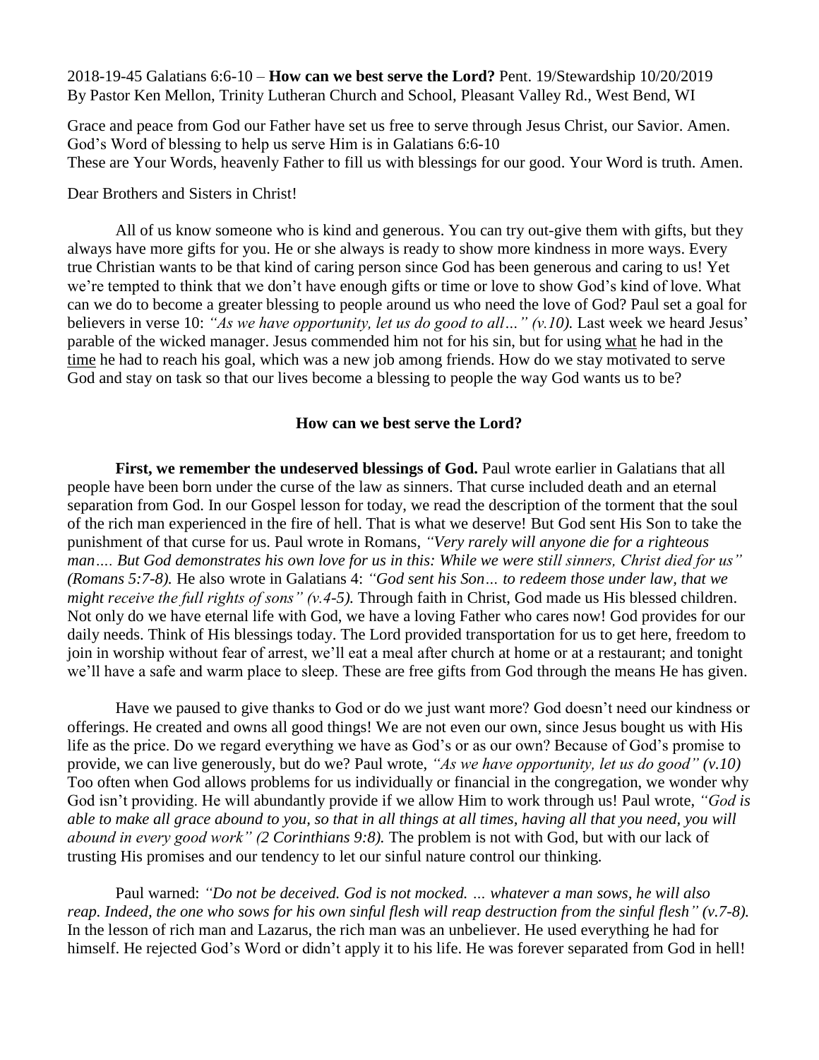2018-19-45 Galatians 6:6-10 – **How can we best serve the Lord?** Pent. 19/Stewardship 10/20/2019
By Pastor Ken Mellon, Trinity Lutheran Church and School, Pleasant Valley Rd., West Bend, WI

Grace and peace from God our Father have set us free to serve through Jesus Christ, our Savior. Amen.
God's Word of blessing to help us serve Him is in Galatians 6:6-10
These are Your Words, heavenly Father to fill us with blessings for our good. Your Word is truth. Amen.

Dear Brothers and Sisters in Christ!

All of us know someone who is kind and generous. You can try out-give them with gifts, but they always have more gifts for you. He or she always is ready to show more kindness in more ways. Every true Christian wants to be that kind of caring person since God has been generous and caring to us! Yet we're tempted to think that we don't have enough gifts or time or love to show God's kind of love. What can we do to become a greater blessing to people around us who need the love of God? Paul set a goal for believers in verse 10: *"As we have opportunity, let us do good to all…" (v.10).* Last week we heard Jesus' parable of the wicked manager. Jesus commended him not for his sin, but for using <u>what</u> he had in the <u>time</u> he had to reach his goal, which was a new job among friends. How do we stay motivated to serve God and stay on task so that our lives become a blessing to people the way God wants us to be?

**How can we best serve the Lord?**

**First, we remember the undeserved blessings of God.** Paul wrote earlier in Galatians that all people have been born under the curse of the law as sinners. That curse included death and an eternal separation from God. In our Gospel lesson for today, we read the description of the torment that the soul of the rich man experienced in the fire of hell. That is what we deserve! But God sent His Son to take the punishment of that curse for us. Paul wrote in Romans, *"Very rarely will anyone die for a righteous man…. But God demonstrates his own love for us in this: While we were still sinners, Christ died for us" (Romans 5:7-8).* He also wrote in Galatians 4: *"God sent his Son… to redeem those under law, that we might receive the full rights of sons" (v.4-5).* Through faith in Christ, God made us His blessed children. Not only do we have eternal life with God, we have a loving Father who cares now! God provides for our daily needs. Think of His blessings today. The Lord provided transportation for us to get here, freedom to join in worship without fear of arrest, we'll eat a meal after church at home or at a restaurant; and tonight we'll have a safe and warm place to sleep. These are free gifts from God through the means He has given.

Have we paused to give thanks to God or do we just want more? God doesn't need our kindness or offerings. He created and owns all good things! We are not even our own, since Jesus bought us with His life as the price. Do we regard everything we have as God's or as our own? Because of God's promise to provide, we can live generously, but do we? Paul wrote, *"As we have opportunity, let us do good" (v.10)* Too often when God allows problems for us individually or financial in the congregation, we wonder why God isn't providing. He will abundantly provide if we allow Him to work through us! Paul wrote, *"God is able to make all grace abound to you, so that in all things at all times, having all that you need, you will abound in every good work" (2 Corinthians 9:8).* The problem is not with God, but with our lack of trusting His promises and our tendency to let our sinful nature control our thinking.

Paul warned: *"Do not be deceived. God is not mocked. … whatever a man sows, he will also reap. Indeed, the one who sows for his own sinful flesh will reap destruction from the sinful flesh" (v.7-8).* In the lesson of rich man and Lazarus, the rich man was an unbeliever. He used everything he had for himself. He rejected God's Word or didn't apply it to his life. He was forever separated from God in hell!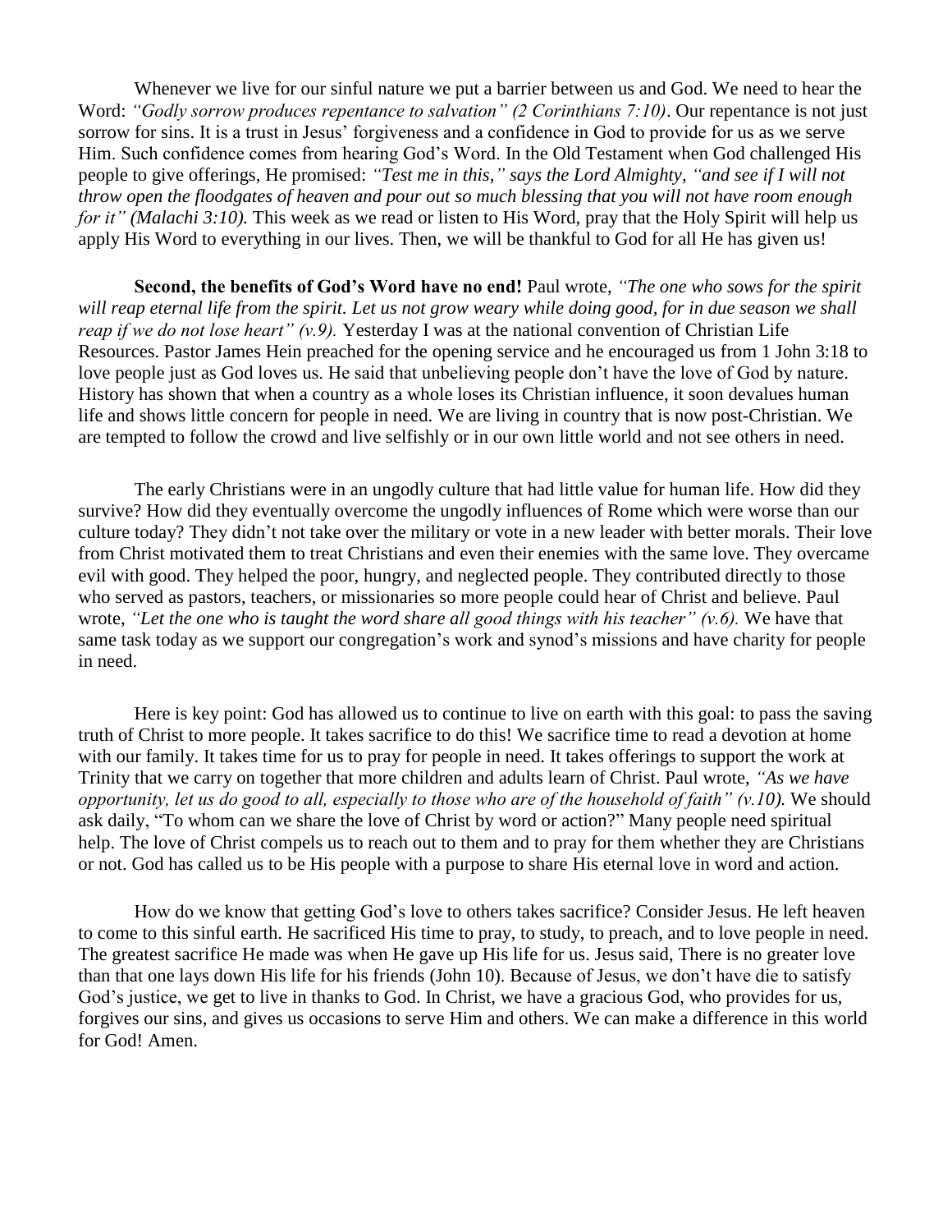Whenever we live for our sinful nature we put a barrier between us and God. We need to hear the Word: *"Godly sorrow produces repentance to salvation" (2 Corinthians 7:10)*. Our repentance is not just sorrow for sins. It is a trust in Jesus' forgiveness and a confidence in God to provide for us as we serve Him. Such confidence comes from hearing God's Word. In the Old Testament when God challenged His people to give offerings, He promised: *"Test me in this," says the Lord Almighty, "and see if I will not throw open the floodgates of heaven and pour out so much blessing that you will not have room enough for it" (Malachi 3:10).* This week as we read or listen to His Word, pray that the Holy Spirit will help us apply His Word to everything in our lives. Then, we will be thankful to God for all He has given us!

**Second, the benefits of God's Word have no end!** Paul wrote, *"The one who sows for the spirit will reap eternal life from the spirit. Let us not grow weary while doing good, for in due season we shall reap if we do not lose heart" (v.9).* Yesterday I was at the national convention of Christian Life Resources. Pastor James Hein preached for the opening service and he encouraged us from 1 John 3:18 to love people just as God loves us. He said that unbelieving people don't have the love of God by nature. History has shown that when a country as a whole loses its Christian influence, it soon devalues human life and shows little concern for people in need. We are living in country that is now post-Christian. We are tempted to follow the crowd and live selfishly or in our own little world and not see others in need.

The early Christians were in an ungodly culture that had little value for human life. How did they survive? How did they eventually overcome the ungodly influences of Rome which were worse than our culture today? They didn't not take over the military or vote in a new leader with better morals. Their love from Christ motivated them to treat Christians and even their enemies with the same love. They overcame evil with good. They helped the poor, hungry, and neglected people. They contributed directly to those who served as pastors, teachers, or missionaries so more people could hear of Christ and believe. Paul wrote, *"Let the one who is taught the word share all good things with his teacher" (v.6).* We have that same task today as we support our congregation's work and synod's missions and have charity for people in need.

Here is key point: God has allowed us to continue to live on earth with this goal: to pass the saving truth of Christ to more people. It takes sacrifice to do this! We sacrifice time to read a devotion at home with our family. It takes time for us to pray for people in need. It takes offerings to support the work at Trinity that we carry on together that more children and adults learn of Christ. Paul wrote, *"As we have opportunity, let us do good to all, especially to those who are of the household of faith" (v.10).* We should ask daily, "To whom can we share the love of Christ by word or action?" Many people need spiritual help. The love of Christ compels us to reach out to them and to pray for them whether they are Christians or not. God has called us to be His people with a purpose to share His eternal love in word and action.

How do we know that getting God's love to others takes sacrifice? Consider Jesus. He left heaven to come to this sinful earth. He sacrificed His time to pray, to study, to preach, and to love people in need. The greatest sacrifice He made was when He gave up His life for us. Jesus said, There is no greater love than that one lays down His life for his friends (John 10). Because of Jesus, we don't have die to satisfy God's justice, we get to live in thanks to God. In Christ, we have a gracious God, who provides for us, forgives our sins, and gives us occasions to serve Him and others. We can make a difference in this world for God! Amen.